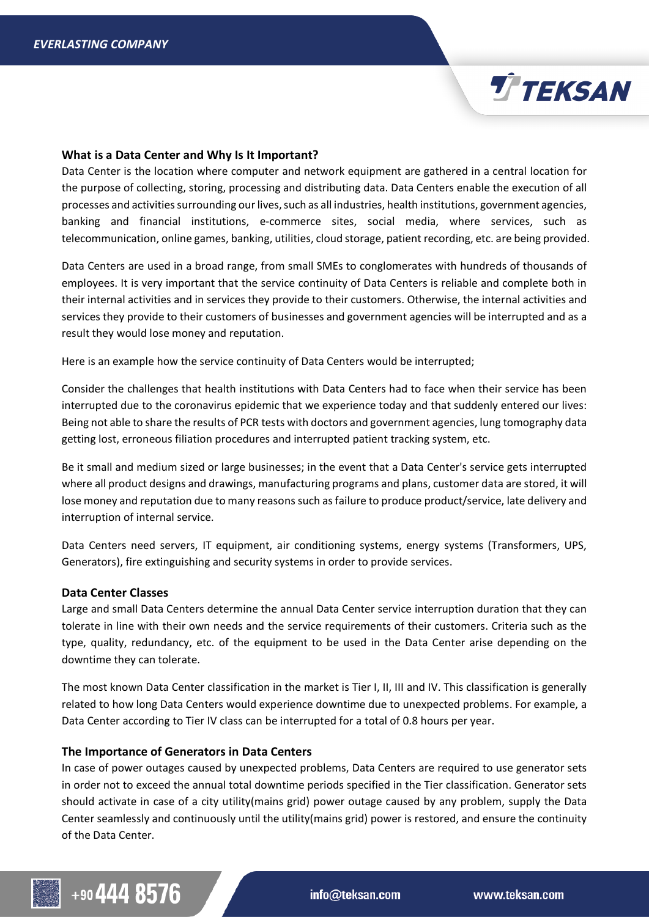## What is a Data Center and Why Is It Important?

Data Center is the location where computer and network equipment are gathered in a central location for the purpose of collecting, storing, processing and distributing data. Data Centers enable the execution of all processes and activities surrounding our lives, such as all industries, health institutions, government agencies, banking and financial institutions, e-commerce sites, social media, where services, such as telecommunication, online games, banking, utilities, cloud storage, patient recording, etc. are being provided.

Data Centers are used in a broad range, from small SMEs to conglomerates with hundreds of thousands of employees. It is very important that the service continuity of Data Centers is reliable and complete both in their internal activities and in services they provide to their customers. Otherwise, the internal activities and services they provide to their customers of businesses and government agencies will be interrupted and as a result they would lose money and reputation.

Here is an example how the service continuity of Data Centers would be interrupted;

Consider the challenges that health institutions with Data Centers had to face when their service has been interrupted due to the coronavirus epidemic that we experience today and that suddenly entered our lives: Being not able to share the results of PCR tests with doctors and government agencies, lung tomography data getting lost, erroneous filiation procedures and interrupted patient tracking system, etc.

Be it small and medium sized or large businesses; in the event that a Data Center's service gets interrupted where all product designs and drawings, manufacturing programs and plans, customer data are stored, it will lose money and reputation due to many reasons such as failure to produce product/service, late delivery and interruption of internal service.

Data Centers need servers, IT equipment, air conditioning systems, energy systems (Transformers, UPS, Generators), fire extinguishing and security systems in order to provide services.

## Data Center Classes

Large and small Data Centers determine the annual Data Center service interruption duration that they can tolerate in line with their own needs and the service requirements of their customers. Criteria such as the type, quality, redundancy, etc. of the equipment to be used in the Data Center arise depending on the downtime they can tolerate.

The most known Data Center classification in the market is Tier I, II, III and IV. This classification is generally related to how long Data Centers would experience downtime due to unexpected problems. For example, a Data Center according to Tier IV class can be interrupted for a total of 0.8 hours per year.

## The Importance of Generators in Data Centers

In case of power outages caused by unexpected problems, Data Centers are required to use generator sets in order not to exceed the annual total downtime periods specified in the Tier classification. Generator sets should activate in case of a city utility(mains grid) power outage caused by any problem, supply the Data Center seamlessly and continuously until the utility(mains grid) power is restored, and ensure the continuity of the Data Center.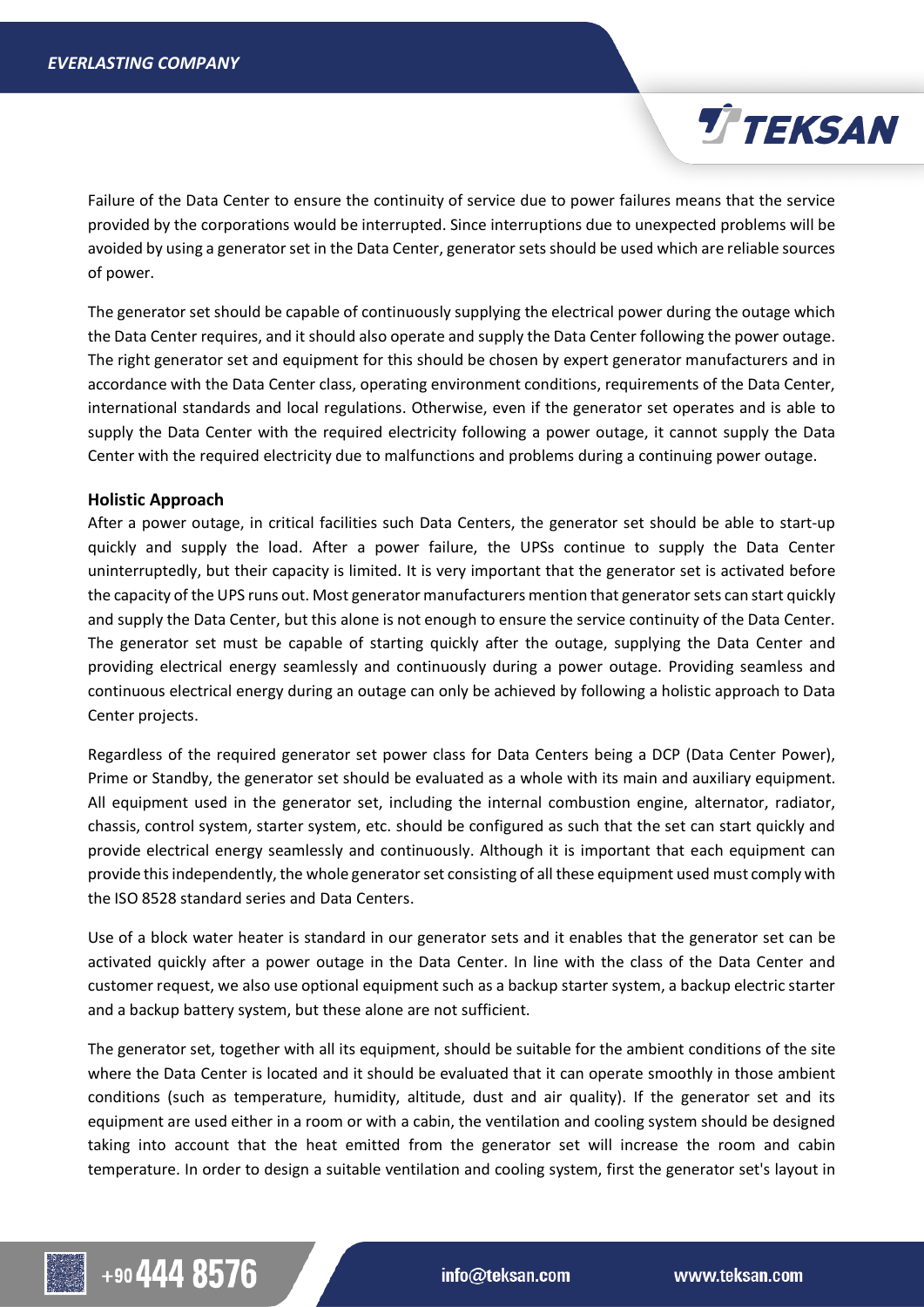Failure of the Data Center to ensure the continuity of service due to power failures means that the service provided by the corporations would be interrupted. Since interruptions due to unexpected problems will be avoided by using a generator set in the Data Center, generator sets should be used which are reliable sources of power.

The generator set should be capable of continuously supplying the electrical power during the outage which the Data Center requires, and it should also operate and supply the Data Center following the power outage. The right generator set and equipment for this should be chosen by expert generator manufacturers and in accordance with the Data Center class, operating environment conditions, requirements of the Data Center, international standards and local regulations. Otherwise, even if the generator set operates and is able to supply the Data Center with the required electricity following a power outage, it cannot supply the Data Center with the required electricity due to malfunctions and problems during a continuing power outage.

**Holistic Approach**

After a power outage, in critical facilities such Data Centers, the generator set should be able to start-up quickly and supply the load. After a power failure, the UPSs continue to supply the Data Center uninterruptedly, but their capacity is limited. It is very important that the generator set is activated before the capacity of the UPS runs out. Most generator manufacturers mention that generator sets can start quickly and supply the Data Center, but this alone is not enough to ensure the service continuity of the Data Center. The generator set must be capable of starting quickly after the outage, supplying the Data Center and providing electrical energy seamlessly and continuously during a power outage. Providing seamless and continuous electrical energy during an outage can only be achieved by following a holistic approach to Data Center projects.

Regardless of the required generator set power class for Data Centers being a DCP (Data Center Power), Prime or Standby, the generator set should be evaluated as a whole with its main and auxiliary equipment. All equipment used in the generator set, including the internal combustion engine, alternator, radiator, chassis, control system, starter system, etc. should be configured as such that the set can start quickly and provide electrical energy seamlessly and continuously. Although it is important that each equipment can provide this independently, the whole generator set consisting of all these equipment used must comply with the ISO 8528 standard series and Data Centers.

Use of a block water heater is standard in our generator sets and it enables that the generator set can be activated quickly after a power outage in the Data Center. In line with the class of the Data Center and customer request, we also use optional equipment such as a backup starter system, a backup electric starter and a backup battery system, but these alone are not sufficient.

The generator set, together with all its equipment, should be suitable for the ambient conditions of the site where the Data Center is located and it should be evaluated that it can operate smoothly in those ambient conditions (such as temperature, humidity, altitude, dust and air quality). If the generator set and its equipment are used either in a room or with a cabin, the ventilation and cooling system should be designed taking into account that the heat emitted from the generator set will increase the room and cabin temperature. In order to design a suitable ventilation and cooling system, first the generator set's layout in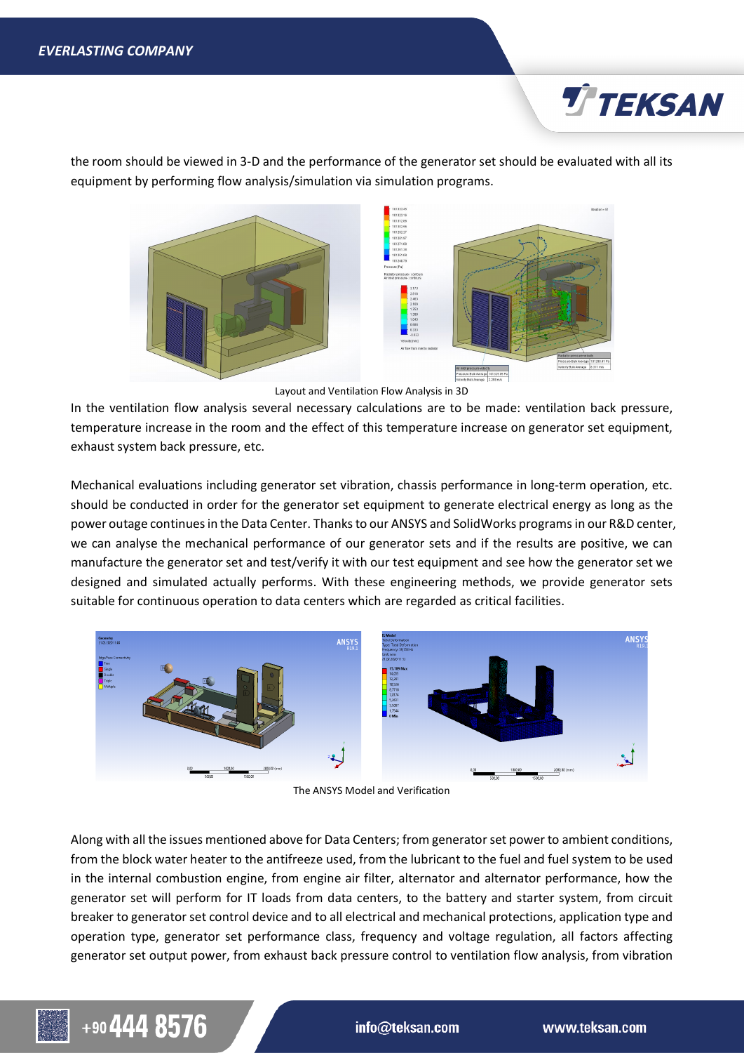the room should be viewed in 3-D and the performance of the generator set should be evaluated with all its equipment by performing flow analysis/simulation via simulation programs.

Layout and Ventilation Flow Analysis in 3D

In the ventilation flow analysis several necessary calculations are to be made: ventilation back pressure, temperature increase in the room and the effect of this temperature increase on generator set equipment, exhaust system back pressure, etc.

Mechanical evaluations including generator set vibration, chassis performance in long-term operation, etc. should be conducted in order for the generator set equipment to generate electrical energy as long as the power outage continues in the Data Center. Thanks to our ANSYS and SolidWorks programs in our R&D center, we can analyse the mechanical performance of our generator sets and if the results are positive, we can manufacture the generator set and test/verify it with our test equipment and see how the generator set we designed and simulated actually performs. With these engineering methods, we provide generator sets suitable for continuous operation to data centers which are regarded as critical facilities.

The ANSYS Model and Verification

Along with all the issues mentioned above for Data Centers; from generator set power to ambient conditions, from the block water heater to the antifreeze used, from the lubricant to the fuel and fuel system to be used in the internal combustion engine, from engine air filter, alternator and alternator performance, how the generator set will perform for IT loads from data centers, to the battery and starter system, from circuit breaker to generator set control device and to all electrical and mechanical protections, application type and operation type, generator set performance class, frequency and voltage regulation, all factors affecting generator set output power, from exhaust back pressure control to ventilation flow analysis, from vibration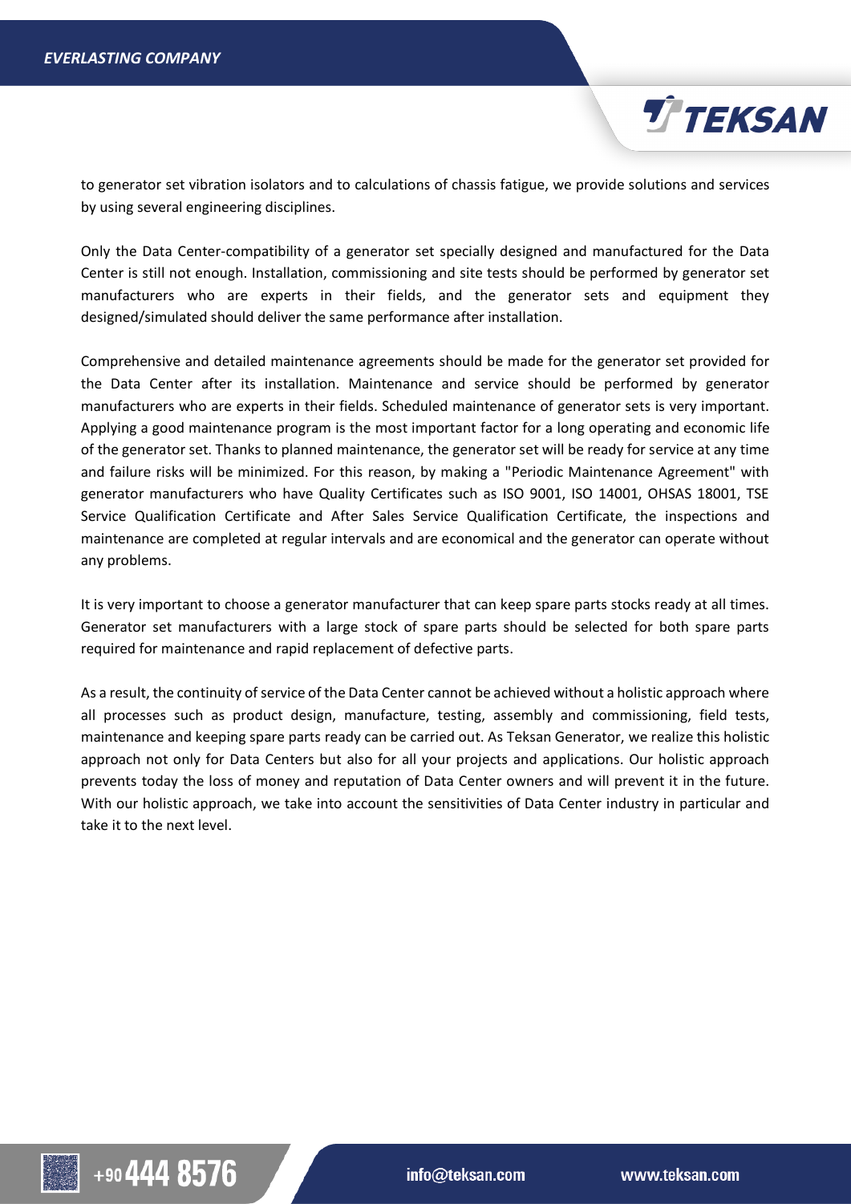to generator set vibration isolators and to calculations of chassis fatigue, we provide solutions and services by using several engineering disciplines.

Only the Data Center-compatibility of a generator set specially designed and manufactured for the Data Center is still not enough. Installation, commissioning and site tests should be performed by generator set manufacturers who are experts in their fields, and the generator sets and equipment they designed/simulated should deliver the same performance after installation.

Comprehensive and detailed maintenance agreements should be made for the generator set provided for the Data Center after its installation. Maintenance and service should be performed by generator manufacturers who are experts in their fields. Scheduled maintenance of generator sets is very important. Applying a good maintenance program is the most important factor for a long operating and economic life of the generator set. Thanks to planned maintenance, the generator set will be ready for service at any time and failure risks will be minimized. For this reason, by making a "Periodic Maintenance Agreement" with generator manufacturers who have Quality Certificates such as ISO 9001, ISO 14001, OHSAS 18001, TSE Service Qualification Certificate and After Sales Service Qualification Certificate, the inspections and maintenance are completed at regular intervals and are economical and the generator can operate without any problems.

It is very important to choose a generator manufacturer that can keep spare parts stocks ready at all times. Generator set manufacturers with a large stock of spare parts should be selected for both spare parts required for maintenance and rapid replacement of defective parts.

As a result, the continuity of service of the Data Center cannot be achieved without a holistic approach where all processes such as product design, manufacture, testing, assembly and commissioning, field tests, maintenance and keeping spare parts ready can be carried out. As Teksan Generator, we realize this holistic approach not only for Data Centers but also for all your projects and applications. Our holistic approach prevents today the loss of money and reputation of Data Center owners and will prevent it in the future. With our holistic approach, we take into account the sensitivities of Data Center industry in particular and take it to the next level.